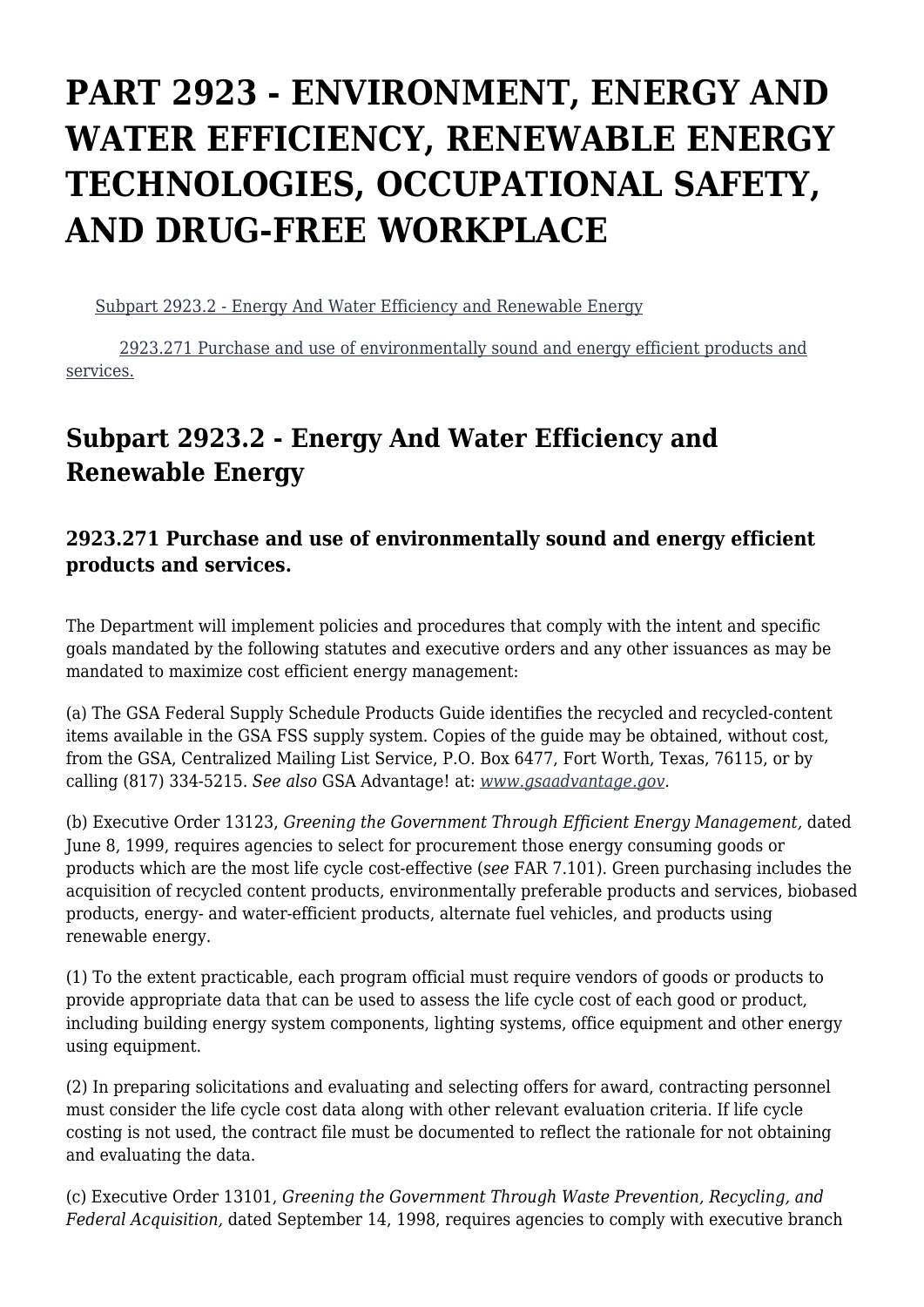# PART 2923 - ENVIRONMENT, ENERGY AND WATER EFFICIENCY, RENEWABLE ENERGY TECHNOLOGIES, OCCUPATIONAL SAFETY, AND DRUG-FREE WORKPLACE

[Subpart 2923.2 - Energy And Water Efficiency and Renewable Energy](#)

[2923.271 Purchase and use of environmentally sound and energy efficient products and services.](#)

## Subpart 2923.2 - Energy And Water Efficiency and Renewable Energy

### 2923.271 Purchase and use of environmentally sound and energy efficient products and services.

The Department will implement policies and procedures that comply with the intent and specific goals mandated by the following statutes and executive orders and any other issuances as may be mandated to maximize cost efficient energy management:

(a) The GSA Federal Supply Schedule Products Guide identifies the recycled and recycled-content items available in the GSA FSS supply system. Copies of the guide may be obtained, without cost, from the GSA, Centralized Mailing List Service, P.O. Box 6477, Fort Worth, Texas, 76115, or by calling (817) 334-5215. *See also* GSA Advantage! at: [*www.gsaadvantage.gov*](http://www.gsaadvantage.gov).

(b) Executive Order 13123, *Greening the Government Through Efficient Energy Management,* dated June 8, 1999, requires agencies to select for procurement those energy consuming goods or products which are the most life cycle cost-effective (*see* FAR 7.101). Green purchasing includes the acquisition of recycled content products, environmentally preferable products and services, biobased products, energy- and water-efficient products, alternate fuel vehicles, and products using renewable energy.

(1) To the extent practicable, each program official must require vendors of goods or products to provide appropriate data that can be used to assess the life cycle cost of each good or product, including building energy system components, lighting systems, office equipment and other energy using equipment.

(2) In preparing solicitations and evaluating and selecting offers for award, contracting personnel must consider the life cycle cost data along with other relevant evaluation criteria. If life cycle costing is not used, the contract file must be documented to reflect the rationale for not obtaining and evaluating the data.

(c) Executive Order 13101, *Greening the Government Through Waste Prevention, Recycling, and Federal Acquisition,* dated September 14, 1998, requires agencies to comply with executive branch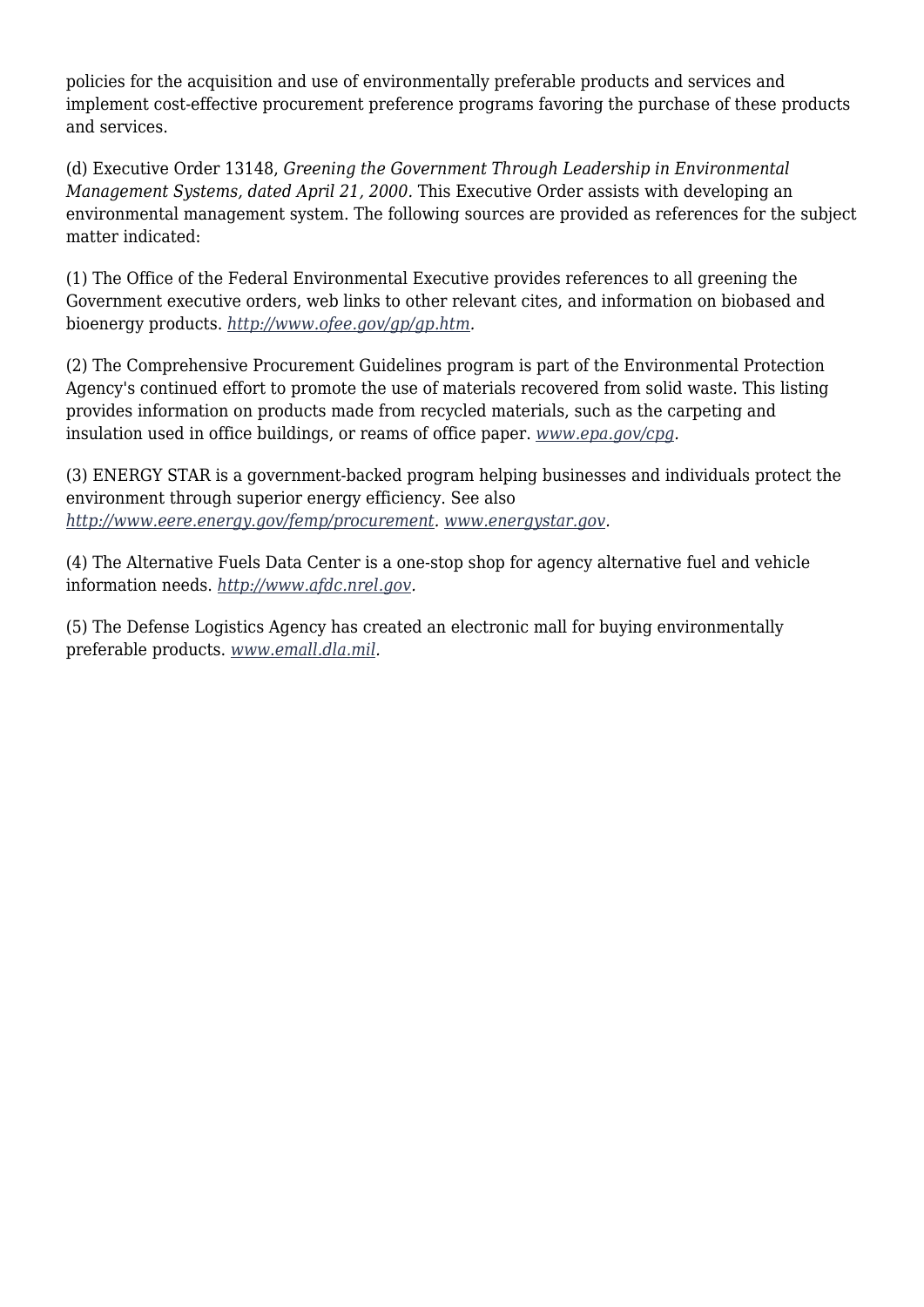policies for the acquisition and use of environmentally preferable products and services and implement cost-effective procurement preference programs favoring the purchase of these products and services.

(d) Executive Order 13148, *Greening the Government Through Leadership in Environmental Management Systems, dated April 21, 2000.* This Executive Order assists with developing an environmental management system. The following sources are provided as references for the subject matter indicated:

(1) The Office of the Federal Environmental Executive provides references to all greening the Government executive orders, web links to other relevant cites, and information on biobased and bioenergy products. *http://www.ofee.gov/gp/gp.htm.*

(2) The Comprehensive Procurement Guidelines program is part of the Environmental Protection Agency's continued effort to promote the use of materials recovered from solid waste. This listing provides information on products made from recycled materials, such as the carpeting and insulation used in office buildings, or reams of office paper. *www.epa.gov/cpg.*

(3) ENERGY STAR is a government-backed program helping businesses and individuals protect the environment through superior energy efficiency. See also *http://www.eere.energy.gov/femp/procurement. www.energystar.gov.*

(4) The Alternative Fuels Data Center is a one-stop shop for agency alternative fuel and vehicle information needs. *http://www.afdc.nrel.gov.*

(5) The Defense Logistics Agency has created an electronic mall for buying environmentally preferable products. *www.emall.dla.mil.*